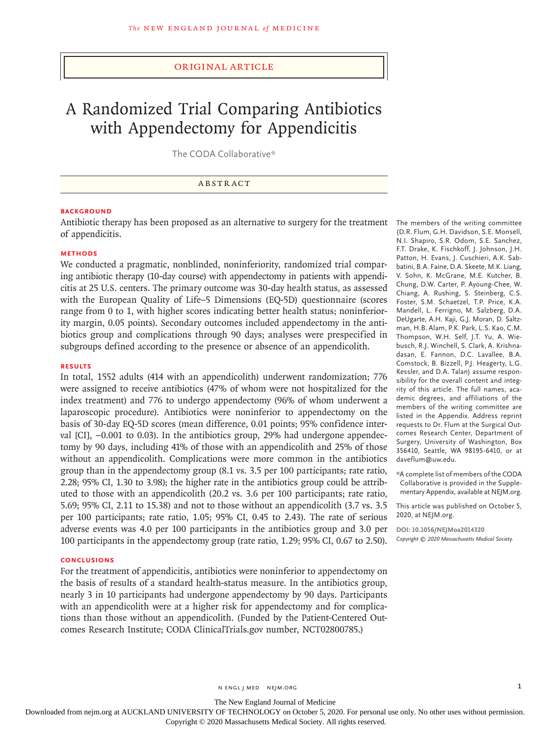Original Article

# A Randomized Trial Comparing Antibiotics with Appendectomy for Appendicitis

The CODA Collaborative*

## Abstract

### Background

Antibiotic therapy has been proposed as an alternative to surgery for the treatment of appendicitis.

### Methods

We conducted a pragmatic, nonblinded, noninferiority, randomized trial comparing antibiotic therapy (10-day course) with appendectomy in patients with appendicitis at 25 U.S. centers. The primary outcome was 30-day health status, as assessed with the European Quality of Life–5 Dimensions (EQ-5D) questionnaire (scores range from 0 to 1, with higher scores indicating better health status; noninferiority margin, 0.05 points). Secondary outcomes included appendectomy in the antibiotics group and complications through 90 days; analyses were prespecified in subgroups defined according to the presence or absence of an appendicolith.

### Results

In total, 1552 adults (414 with an appendicolith) underwent randomization; 776 were assigned to receive antibiotics (47% of whom were not hospitalized for the index treatment) and 776 to undergo appendectomy (96% of whom underwent a laparoscopic procedure). Antibiotics were noninferior to appendectomy on the basis of 30-day EQ-5D scores (mean difference, 0.01 points; 95% confidence interval [CI], −0.001 to 0.03). In the antibiotics group, 29% had undergone appendectomy by 90 days, including 41% of those with an appendicolith and 25% of those without an appendicolith. Complications were more common in the antibiotics group than in the appendectomy group (8.1 vs. 3.5 per 100 participants; rate ratio, 2.28; 95% CI, 1.30 to 3.98); the higher rate in the antibiotics group could be attributed to those with an appendicolith (20.2 vs. 3.6 per 100 participants; rate ratio, 5.69; 95% CI, 2.11 to 15.38) and not to those without an appendicolith (3.7 vs. 3.5 per 100 participants; rate ratio, 1.05; 95% CI, 0.45 to 2.43). The rate of serious adverse events was 4.0 per 100 participants in the antibiotics group and 3.0 per 100 participants in the appendectomy group (rate ratio, 1.29; 95% CI, 0.67 to 2.50).

### Conclusions

For the treatment of appendicitis, antibiotics were noninferior to appendectomy on the basis of results of a standard health-status measure. In the antibiotics group, nearly 3 in 10 participants had undergone appendectomy by 90 days. Participants with an appendicolith were at a higher risk for appendectomy and for complications than those without an appendicolith. (Funded by the Patient-Centered Outcomes Research Institute; CODA ClinicalTrials.gov number, NCT02800785.)

The members of the writing committee (D.R. Flum, G.H. Davidson, S.E. Monsell, N.I. Shapiro, S.R. Odom, S.E. Sanchez, F.T. Drake, K. Fischkoff, J. Johnson, J.H. Patton, H. Evans, J. Cuschieri, A.K. Sabbatini, B.A. Faine, D.A. Skeete, M.K. Liang, V. Sohn, K. McGrane, M.E. Kutcher, B. Chung, D.W. Carter, P. Ayoung-Chee, W. Chiang, A. Rushing, S. Steinberg, C.S. Foster, S.M. Schaetzel, T.P. Price, K.A. Mandell, L. Ferrigno, M. Salzberg, D.A. DeUgarte, A.H. Kaji, G.J. Moran, D. Saltzman, H.B. Alam, P.K. Park, L.S. Kao, C.M. Thompson, W.H. Self, J.T. Yu, A. Wiebusch, R.J. Winchell, S. Clark, A. Krishnadasan, E. Fannon, D.C. Lavallee, B.A. Comstock, B. Bizzell, P.J. Heagerty, L.G. Kessler, and D.A. Talan) assume responsibility for the overall content and integrity of this article. The full names, academic degrees, and affiliations of the members of the writing committee are listed in the Appendix. Address reprint requests to Dr. Flum at the Surgical Outcomes Research Center, Department of Surgery, University of Washington, Box 356410, Seattle, WA 98195-6410, or at daveflum@uw.edu.

*A complete list of members of the CODA Collaborative is provided in the Supplementary Appendix, available at NEJM.org.

This article was published on October 5, 2020, at NEJM.org.

DOI: 10.1056/NEJMoa2014320
*Copyright © 2020 Massachusetts Medical Society.*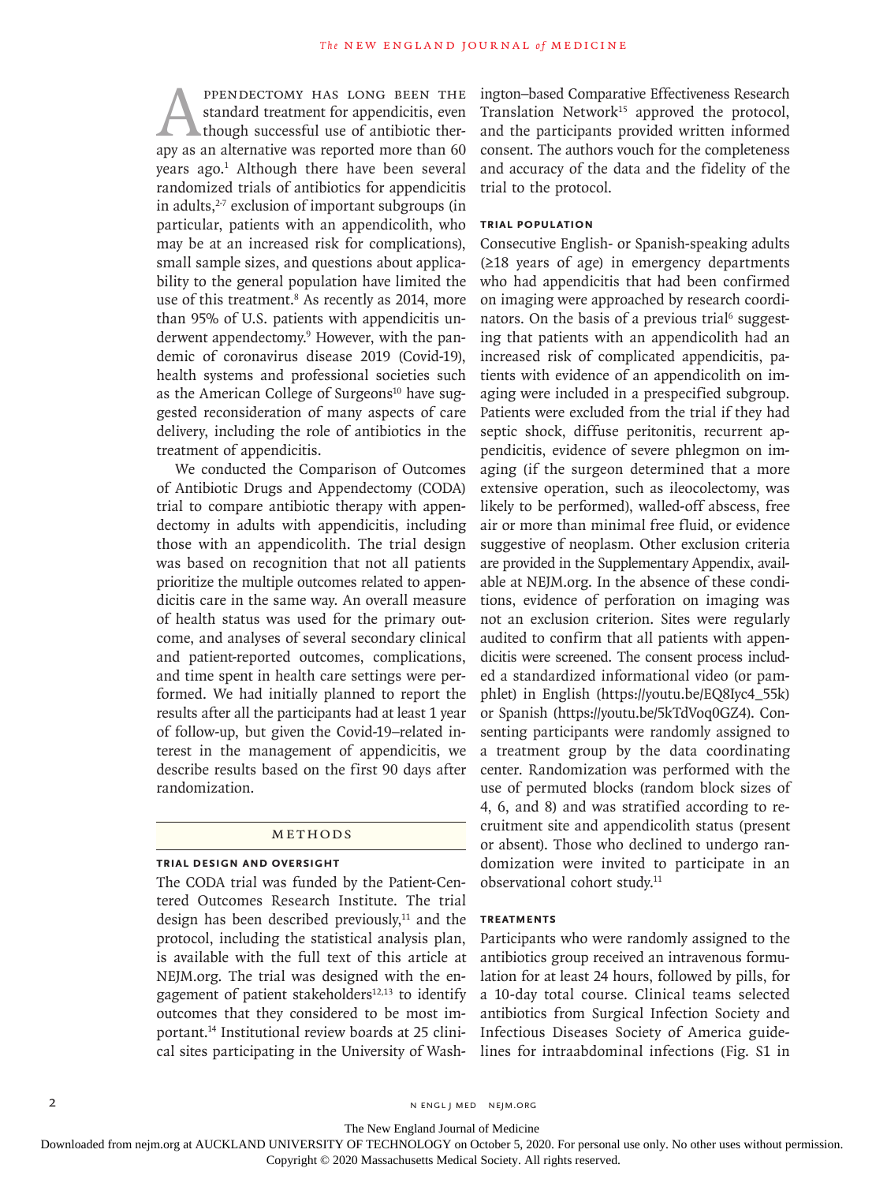Appendectomy has long been the standard treatment for appendicitis, even though successful use of antibiotic therapy as an alternative was reported more than 60 years ago.[1] Although there have been several randomized trials of antibiotics for appendicitis in adults,[2-7] exclusion of important subgroups (in particular, patients with an appendicolith, who may be at an increased risk for complications), small sample sizes, and questions about applicability to the general population have limited the use of this treatment.[8] As recently as 2014, more than 95% of U.S. patients with appendicitis underwent appendectomy.[9] However, with the pandemic of coronavirus disease 2019 (Covid-19), health systems and professional societies such as the American College of Surgeons[10] have suggested reconsideration of many aspects of care delivery, including the role of antibiotics in the treatment of appendicitis.

We conducted the Comparison of Outcomes of Antibiotic Drugs and Appendectomy (CODA) trial to compare antibiotic therapy with appendectomy in adults with appendicitis, including those with an appendicolith. The trial design was based on recognition that not all patients prioritize the multiple outcomes related to appendicitis care in the same way. An overall measure of health status was used for the primary outcome, and analyses of several secondary clinical and patient-reported outcomes, complications, and time spent in health care settings were performed. We had initially planned to report the results after all the participants had at least 1 year of follow-up, but given the Covid-19–related interest in the management of appendicitis, we describe results based on the first 90 days after randomization.

## Methods

### Trial Design and Oversight

The CODA trial was funded by the Patient-Centered Outcomes Research Institute. The trial design has been described previously,[11] and the protocol, including the statistical analysis plan, is available with the full text of this article at NEJM.org. The trial was designed with the engagement of patient stakeholders[12,13] to identify outcomes that they considered to be most important.[14] Institutional review boards at 25 clinical sites participating in the University of Washington–based Comparative Effectiveness Research Translation Network[15] approved the protocol, and the participants provided written informed consent. The authors vouch for the completeness and accuracy of the data and the fidelity of the trial to the protocol.

### Trial Population

Consecutive English- or Spanish-speaking adults (≥18 years of age) in emergency departments who had appendicitis that had been confirmed on imaging were approached by research coordinators. On the basis of a previous trial[6] suggesting that patients with an appendicolith had an increased risk of complicated appendicitis, patients with evidence of an appendicolith on imaging were included in a prespecified subgroup. Patients were excluded from the trial if they had septic shock, diffuse peritonitis, recurrent appendicitis, evidence of severe phlegmon on imaging (if the surgeon determined that a more extensive operation, such as ileocolectomy, was likely to be performed), walled-off abscess, free air or more than minimal free fluid, or evidence suggestive of neoplasm. Other exclusion criteria are provided in the Supplementary Appendix, available at NEJM.org. In the absence of these conditions, evidence of perforation on imaging was not an exclusion criterion. Sites were regularly audited to confirm that all patients with appendicitis were screened. The consent process included a standardized informational video (or pamphlet) in English (https://youtu.be/EQ8Iyc4_55k) or Spanish (https://youtu.be/5kTdVoq0GZ4). Consenting participants were randomly assigned to a treatment group by the data coordinating center. Randomization was performed with the use of permuted blocks (random block sizes of 4, 6, and 8) and was stratified according to recruitment site and appendicolith status (present or absent). Those who declined to undergo randomization were invited to participate in an observational cohort study.[11]

### Treatments

Participants who were randomly assigned to the antibiotics group received an intravenous formulation for at least 24 hours, followed by pills, for a 10-day total course. Clinical teams selected antibiotics from Surgical Infection Society and Infectious Diseases Society of America guidelines for intraabdominal infections (Fig. S1 in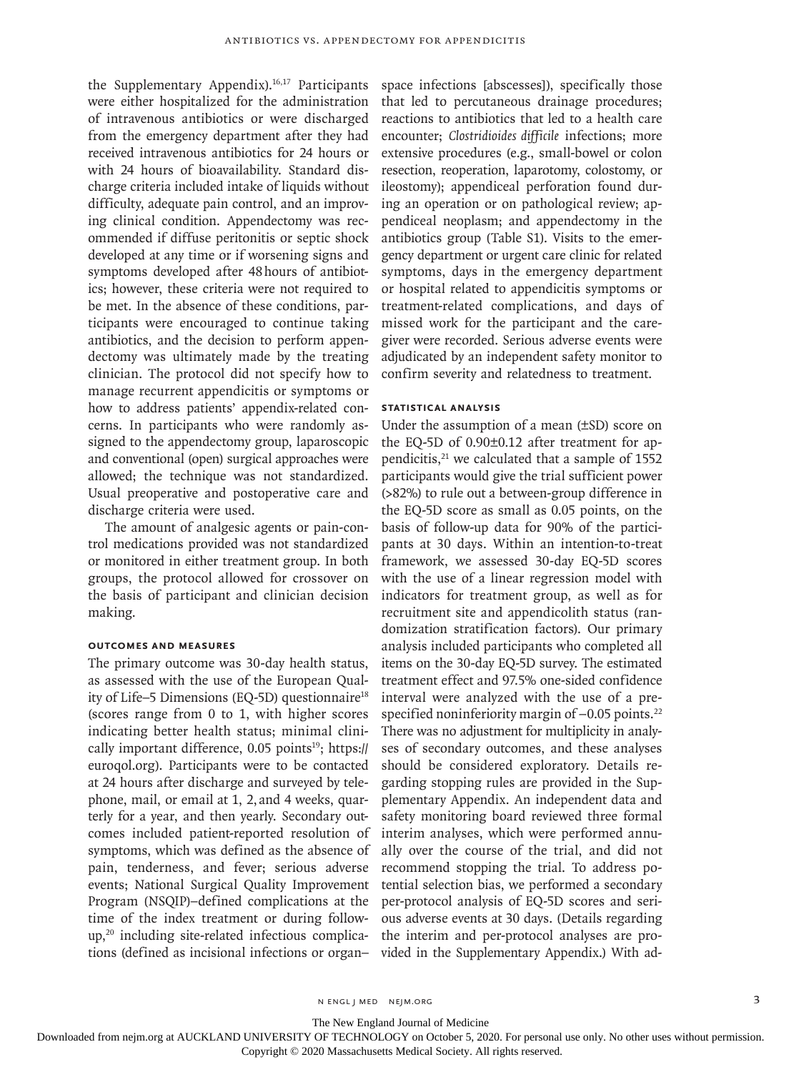the Supplementary Appendix).[16,17] Participants were either hospitalized for the administration of intravenous antibiotics or were discharged from the emergency department after they had received intravenous antibiotics for 24 hours or with 24 hours of bioavailability. Standard discharge criteria included intake of liquids without difficulty, adequate pain control, and an improving clinical condition. Appendectomy was recommended if diffuse peritonitis or septic shock developed at any time or if worsening signs and symptoms developed after 48 hours of antibiotics; however, these criteria were not required to be met. In the absence of these conditions, participants were encouraged to continue taking antibiotics, and the decision to perform appendectomy was ultimately made by the treating clinician. The protocol did not specify how to manage recurrent appendicitis or symptoms or how to address patients' appendix-related concerns. In participants who were randomly assigned to the appendectomy group, laparoscopic and conventional (open) surgical approaches were allowed; the technique was not standardized. Usual preoperative and postoperative care and discharge criteria were used.

The amount of analgesic agents or pain-control medications provided was not standardized or monitored in either treatment group. In both groups, the protocol allowed for crossover on the basis of participant and clinician decision making.

### Outcomes and Measures

The primary outcome was 30-day health status, as assessed with the use of the European Quality of Life–5 Dimensions (EQ-5D) questionnaire[18] (scores range from 0 to 1, with higher scores indicating better health status; minimal clinically important difference, 0.05 points[19]; https://euroqol.org). Participants were to be contacted at 24 hours after discharge and surveyed by telephone, mail, or email at 1, 2, and 4 weeks, quarterly for a year, and then yearly. Secondary outcomes included patient-reported resolution of symptoms, which was defined as the absence of pain, tenderness, and fever; serious adverse events; National Surgical Quality Improvement Program (NSQIP)–defined complications at the time of the index treatment or during follow-up,[20] including site-related infectious complications (defined as incisional infections or organ–space infections [abscesses]), specifically those that led to percutaneous drainage procedures; reactions to antibiotics that led to a health care encounter; *Clostridioides difficile* infections; more extensive procedures (e.g., small-bowel or colon resection, reoperation, laparotomy, colostomy, or ileostomy); appendiceal perforation found during an operation or on pathological review; appendiceal neoplasm; and appendectomy in the antibiotics group (Table S1). Visits to the emergency department or urgent care clinic for related symptoms, days in the emergency department or hospital related to appendicitis symptoms or treatment-related complications, and days of missed work for the participant and the caregiver were recorded. Serious adverse events were adjudicated by an independent safety monitor to confirm severity and relatedness to treatment.

### Statistical Analysis

Under the assumption of a mean (±SD) score on the EQ-5D of 0.90±0.12 after treatment for appendicitis,[21] we calculated that a sample of 1552 participants would give the trial sufficient power (>82%) to rule out a between-group difference in the EQ-5D score as small as 0.05 points, on the basis of follow-up data for 90% of the participants at 30 days. Within an intention-to-treat framework, we assessed 30-day EQ-5D scores with the use of a linear regression model with indicators for treatment group, as well as for recruitment site and appendicolith status (randomization stratification factors). Our primary analysis included participants who completed all items on the 30-day EQ-5D survey. The estimated treatment effect and 97.5% one-sided confidence interval were analyzed with the use of a prespecified noninferiority margin of −0.05 points.[22] There was no adjustment for multiplicity in analyses of secondary outcomes, and these analyses should be considered exploratory. Details regarding stopping rules are provided in the Supplementary Appendix. An independent data and safety monitoring board reviewed three formal interim analyses, which were performed annually over the course of the trial, and did not recommend stopping the trial. To address potential selection bias, we performed a secondary per-protocol analysis of EQ-5D scores and serious adverse events at 30 days. (Details regarding the interim and per-protocol analyses are provided in the Supplementary Appendix.) With ad-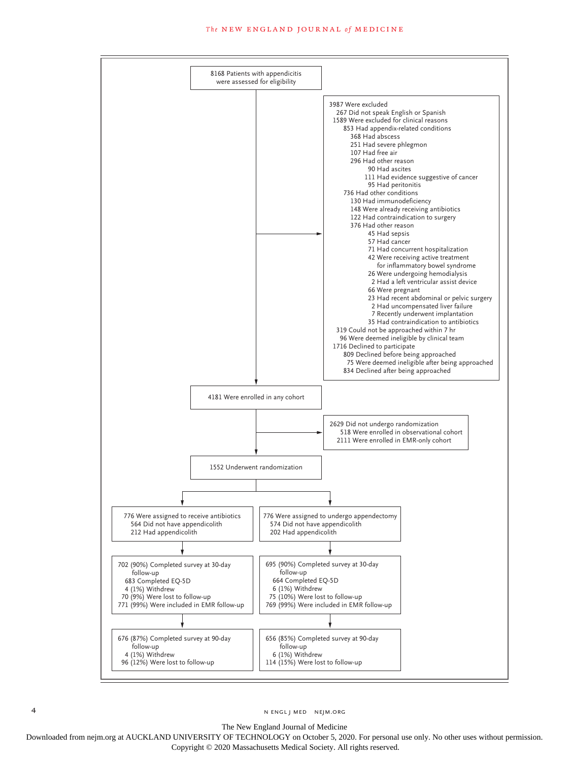8168 Patients with appendicitis were assessed for eligibility

3987 Were excluded
- 267 Did not speak English or Spanish
- 1589 Were excluded for clinical reasons
  - 853 Had appendix-related conditions
    - 368 Had abscess
    - 251 Had severe phlegmon
    - 107 Had free air
    - 296 Had other reason
      - 90 Had ascites
      - 111 Had evidence suggestive of cancer
      - 95 Had peritonitis
  - 736 Had other conditions
    - 130 Had immunodeficiency
    - 148 Were already receiving antibiotics
    - 122 Had contraindication to surgery
    - 376 Had other reason
      - 45 Had sepsis
      - 57 Had cancer
      - 71 Had concurrent hospitalization
      - 42 Were receiving active treatment for inflammatory bowel syndrome
      - 26 Were undergoing hemodialysis
      - 2 Had a left ventricular assist device
      - 66 Were pregnant
      - 23 Had recent abdominal or pelvic surgery
      - 2 Had uncompensated liver failure
      - 7 Recently underwent implantation
      - 35 Had contraindication to antibiotics
- 319 Could not be approached within 7 hr
- 96 Were deemed ineligible by clinical team
- 1716 Declined to participate
  - 809 Declined before being approached
    - 75 Were deemed ineligible after being approached
  - 834 Declined after being approached

4181 Were enrolled in any cohort

2629 Did not undergo randomization
- 518 Were enrolled in observational cohort
- 2111 Were enrolled in EMR-only cohort

1552 Underwent randomization

| Antibiotics group | Appendectomy group |
|---|---|
| 776 Were assigned to receive antibiotics<br>564 Did not have appendicolith<br>212 Had appendicolith | 776 Were assigned to undergo appendectomy<br>574 Did not have appendicolith<br>202 Had appendicolith |
| 702 (90%) Completed survey at 30-day follow-up<br>683 Completed EQ-5D<br>4 (1%) Withdrew<br>70 (9%) Were lost to follow-up<br>771 (99%) Were included in EMR follow-up | 695 (90%) Completed survey at 30-day follow-up<br>664 Completed EQ-5D<br>6 (1%) Withdrew<br>75 (10%) Were lost to follow-up<br>769 (99%) Were included in EMR follow-up |
| 676 (87%) Completed survey at 90-day follow-up<br>4 (1%) Withdrew<br>96 (12%) Were lost to follow-up | 656 (85%) Completed survey at 90-day follow-up<br>6 (1%) Withdrew<br>114 (15%) Were lost to follow-up |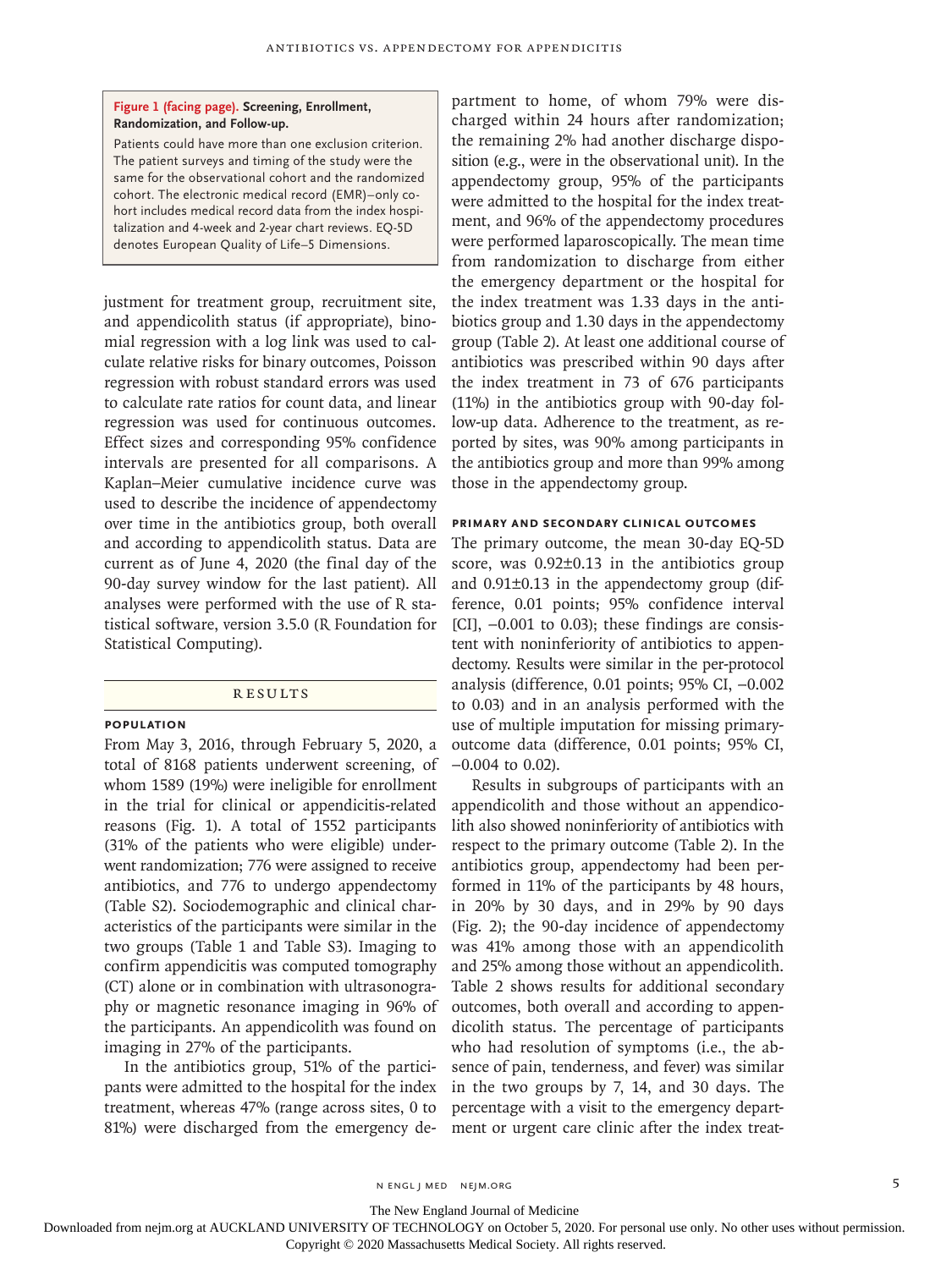**Figure 1 (facing page). Screening, Enrollment, Randomization, and Follow-up.**

Patients could have more than one exclusion criterion. The patient surveys and timing of the study were the same for the observational cohort and the randomized cohort. The electronic medical record (EMR)–only cohort includes medical record data from the index hospitalization and 4-week and 2-year chart reviews. EQ-5D denotes European Quality of Life–5 Dimensions.

justment for treatment group, recruitment site, and appendicolith status (if appropriate), binomial regression with a log link was used to calculate relative risks for binary outcomes, Poisson regression with robust standard errors was used to calculate rate ratios for count data, and linear regression was used for continuous outcomes. Effect sizes and corresponding 95% confidence intervals are presented for all comparisons. A Kaplan–Meier cumulative incidence curve was used to describe the incidence of appendectomy over time in the antibiotics group, both overall and according to appendicolith status. Data are current as of June 4, 2020 (the final day of the 90-day survey window for the last patient). All analyses were performed with the use of R statistical software, version 3.5.0 (R Foundation for Statistical Computing).

## Results

### Population

From May 3, 2016, through February 5, 2020, a total of 8168 patients underwent screening, of whom 1589 (19%) were ineligible for enrollment in the trial for clinical or appendicitis-related reasons (Fig. 1). A total of 1552 participants (31% of the patients who were eligible) underwent randomization; 776 were assigned to receive antibiotics, and 776 to undergo appendectomy (Table S2). Sociodemographic and clinical characteristics of the participants were similar in the two groups (Table 1 and Table S3). Imaging to confirm appendicitis was computed tomography (CT) alone or in combination with ultrasonography or magnetic resonance imaging in 96% of the participants. An appendicolith was found on imaging in 27% of the participants.

In the antibiotics group, 51% of the participants were admitted to the hospital for the index treatment, whereas 47% (range across sites, 0 to 81%) were discharged from the emergency department to home, of whom 79% were discharged within 24 hours after randomization; the remaining 2% had another discharge disposition (e.g., were in the observational unit). In the appendectomy group, 95% of the participants were admitted to the hospital for the index treatment, and 96% of the appendectomy procedures were performed laparoscopically. The mean time from randomization to discharge from either the emergency department or the hospital for the index treatment was 1.33 days in the antibiotics group and 1.30 days in the appendectomy group (Table 2). At least one additional course of antibiotics was prescribed within 90 days after the index treatment in 73 of 676 participants (11%) in the antibiotics group with 90-day follow-up data. Adherence to the treatment, as reported by sites, was 90% among participants in the antibiotics group and more than 99% among those in the appendectomy group.

### Primary and Secondary Clinical Outcomes

The primary outcome, the mean 30-day EQ-5D score, was 0.92±0.13 in the antibiotics group and 0.91±0.13 in the appendectomy group (difference, 0.01 points; 95% confidence interval [CI], −0.001 to 0.03); these findings are consistent with noninferiority of antibiotics to appendectomy. Results were similar in the per-protocol analysis (difference, 0.01 points; 95% CI, −0.002 to 0.03) and in an analysis performed with the use of multiple imputation for missing primary-outcome data (difference, 0.01 points; 95% CI, −0.004 to 0.02).

Results in subgroups of participants with an appendicolith and those without an appendicolith also showed noninferiority of antibiotics with respect to the primary outcome (Table 2). In the antibiotics group, appendectomy had been performed in 11% of the participants by 48 hours, in 20% by 30 days, and in 29% by 90 days (Fig. 2); the 90-day incidence of appendectomy was 41% among those with an appendicolith and 25% among those without an appendicolith. Table 2 shows results for additional secondary outcomes, both overall and according to appendicolith status. The percentage of participants who had resolution of symptoms (i.e., the absence of pain, tenderness, and fever) was similar in the two groups by 7, 14, and 30 days. The percentage with a visit to the emergency department or urgent care clinic after the index treat-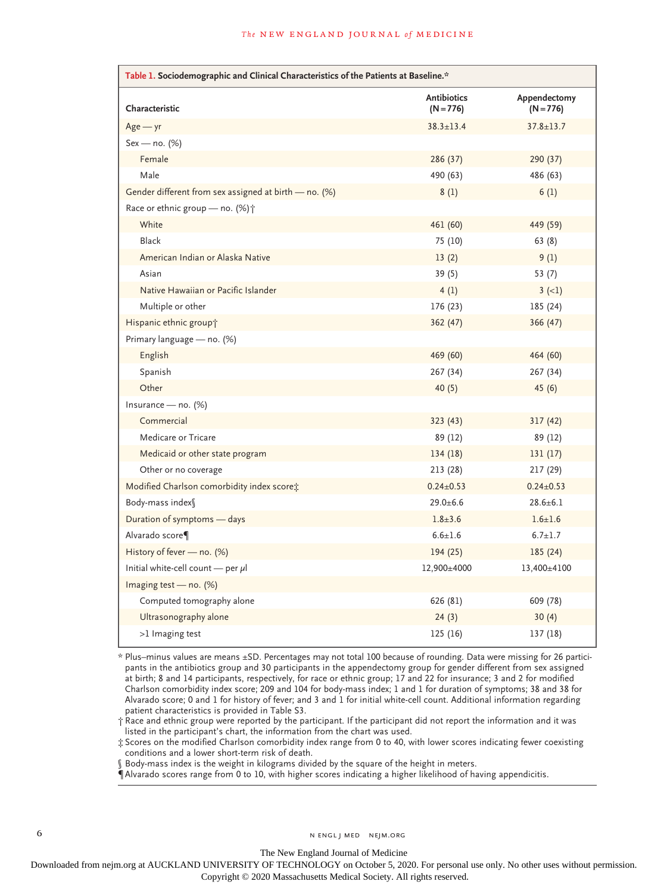**Table 1. Sociodemographic and Clinical Characteristics of the Patients at Baseline.***

| Characteristic | Antibiotics (N=776) | Appendectomy (N=776) |
|---|---|---|
| Age — yr | 38.3±13.4 | 37.8±13.7 |
| Sex — no. (%) | | |
| Female | 286 (37) | 290 (37) |
| Male | 490 (63) | 486 (63) |
| Gender different from sex assigned at birth — no. (%) | 8 (1) | 6 (1) |
| Race or ethnic group — no. (%)† | | |
| White | 461 (60) | 449 (59) |
| Black | 75 (10) | 63 (8) |
| American Indian or Alaska Native | 13 (2) | 9 (1) |
| Asian | 39 (5) | 53 (7) |
| Native Hawaiian or Pacific Islander | 4 (1) | 3 (<1) |
| Multiple or other | 176 (23) | 185 (24) |
| Hispanic ethnic group† | 362 (47) | 366 (47) |
| Primary language — no. (%) | | |
| English | 469 (60) | 464 (60) |
| Spanish | 267 (34) | 267 (34) |
| Other | 40 (5) | 45 (6) |
| Insurance — no. (%) | | |
| Commercial | 323 (43) | 317 (42) |
| Medicare or Tricare | 89 (12) | 89 (12) |
| Medicaid or other state program | 134 (18) | 131 (17) |
| Other or no coverage | 213 (28) | 217 (29) |
| Modified Charlson comorbidity index score‡ | 0.24±0.53 | 0.24±0.53 |
| Body-mass index§ | 29.0±6.6 | 28.6±6.1 |
| Duration of symptoms — days | 1.8±3.6 | 1.6±1.6 |
| Alvarado score¶ | 6.6±1.6 | 6.7±1.7 |
| History of fever — no. (%) | 194 (25) | 185 (24) |
| Initial white-cell count — per μl | 12,900±4000 | 13,400±4100 |
| Imaging test — no. (%) | | |
| Computed tomography alone | 626 (81) | 609 (78) |
| Ultrasonography alone | 24 (3) | 30 (4) |
| >1 Imaging test | 125 (16) | 137 (18) |

\* Plus–minus values are means ±SD. Percentages may not total 100 because of rounding. Data were missing for 26 participants in the antibiotics group and 30 participants in the appendectomy group for gender different from sex assigned at birth; 8 and 14 participants, respectively, for race or ethnic group; 17 and 22 for insurance; 3 and 2 for modified Charlson comorbidity index score; 209 and 104 for body-mass index; 1 and 1 for duration of symptoms; 38 and 38 for Alvarado score; 0 and 1 for history of fever; and 3 and 1 for initial white-cell count. Additional information regarding patient characteristics is provided in Table S3.

† Race and ethnic group were reported by the participant. If the participant did not report the information and it was listed in the participant's chart, the information from the chart was used.

‡ Scores on the modified Charlson comorbidity index range from 0 to 40, with lower scores indicating fewer coexisting conditions and a lower short-term risk of death.

§ Body-mass index is the weight in kilograms divided by the square of the height in meters.

¶ Alvarado scores range from 0 to 10, with higher scores indicating a higher likelihood of having appendicitis.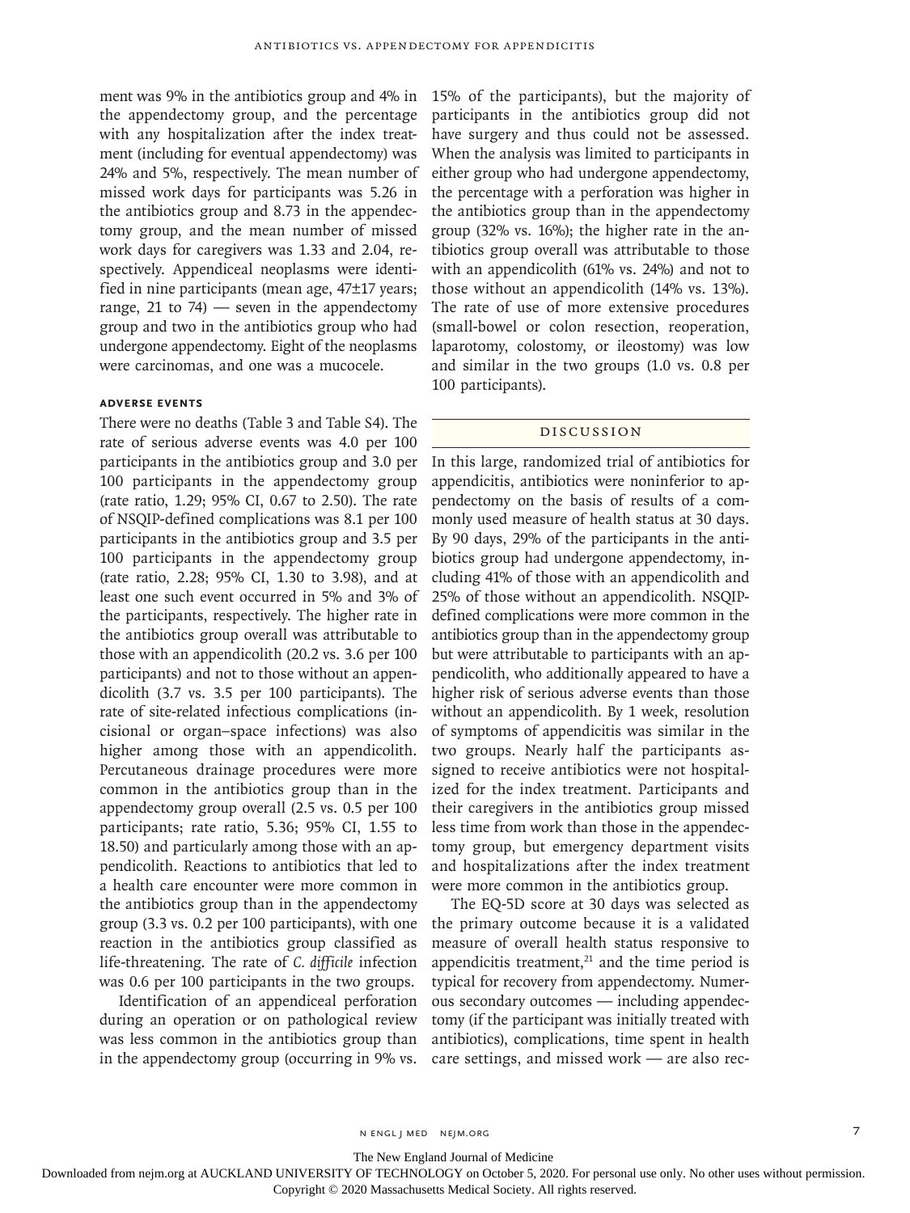ment was 9% in the antibiotics group and 4% in the appendectomy group, and the percentage with any hospitalization after the index treatment (including for eventual appendectomy) was 24% and 5%, respectively. The mean number of missed work days for participants was 5.26 in the antibiotics group and 8.73 in the appendectomy group, and the mean number of missed work days for caregivers was 1.33 and 2.04, respectively. Appendiceal neoplasms were identified in nine participants (mean age, 47±17 years; range, 21 to 74) — seven in the appendectomy group and two in the antibiotics group who had undergone appendectomy. Eight of the neoplasms were carcinomas, and one was a mucocele.

### Adverse Events

There were no deaths (Table 3 and Table S4). The rate of serious adverse events was 4.0 per 100 participants in the antibiotics group and 3.0 per 100 participants in the appendectomy group (rate ratio, 1.29; 95% CI, 0.67 to 2.50). The rate of NSQIP-defined complications was 8.1 per 100 participants in the antibiotics group and 3.5 per 100 participants in the appendectomy group (rate ratio, 2.28; 95% CI, 1.30 to 3.98), and at least one such event occurred in 5% and 3% of the participants, respectively. The higher rate in the antibiotics group overall was attributable to those with an appendicolith (20.2 vs. 3.6 per 100 participants) and not to those without an appendicolith (3.7 vs. 3.5 per 100 participants). The rate of site-related infectious complications (incisional or organ–space infections) was also higher among those with an appendicolith. Percutaneous drainage procedures were more common in the antibiotics group than in the appendectomy group overall (2.5 vs. 0.5 per 100 participants; rate ratio, 5.36; 95% CI, 1.55 to 18.50) and particularly among those with an appendicolith. Reactions to antibiotics that led to a health care encounter were more common in the antibiotics group than in the appendectomy group (3.3 vs. 0.2 per 100 participants), with one reaction in the antibiotics group classified as life-threatening. The rate of *C. difficile* infection was 0.6 per 100 participants in the two groups.

Identification of an appendiceal perforation during an operation or on pathological review was less common in the antibiotics group than in the appendectomy group (occurring in 9% vs. 15% of the participants), but the majority of participants in the antibiotics group did not have surgery and thus could not be assessed. When the analysis was limited to participants in either group who had undergone appendectomy, the percentage with a perforation was higher in the antibiotics group than in the appendectomy group (32% vs. 16%); the higher rate in the antibiotics group overall was attributable to those with an appendicolith (61% vs. 24%) and not to those without an appendicolith (14% vs. 13%). The rate of use of more extensive procedures (small-bowel or colon resection, reoperation, laparotomy, colostomy, or ileostomy) was low and similar in the two groups (1.0 vs. 0.8 per 100 participants).

## Discussion

In this large, randomized trial of antibiotics for appendicitis, antibiotics were noninferior to appendectomy on the basis of results of a commonly used measure of health status at 30 days. By 90 days, 29% of the participants in the antibiotics group had undergone appendectomy, including 41% of those with an appendicolith and 25% of those without an appendicolith. NSQIP-defined complications were more common in the antibiotics group than in the appendectomy group but were attributable to participants with an appendicolith, who additionally appeared to have a higher risk of serious adverse events than those without an appendicolith. By 1 week, resolution of symptoms of appendicitis was similar in the two groups. Nearly half the participants assigned to receive antibiotics were not hospitalized for the index treatment. Participants and their caregivers in the antibiotics group missed less time from work than those in the appendectomy group, but emergency department visits and hospitalizations after the index treatment were more common in the antibiotics group.

The EQ-5D score at 30 days was selected as the primary outcome because it is a validated measure of overall health status responsive to appendicitis treatment,[21] and the time period is typical for recovery from appendectomy. Numerous secondary outcomes — including appendectomy (if the participant was initially treated with antibiotics), complications, time spent in health care settings, and missed work — are also rec-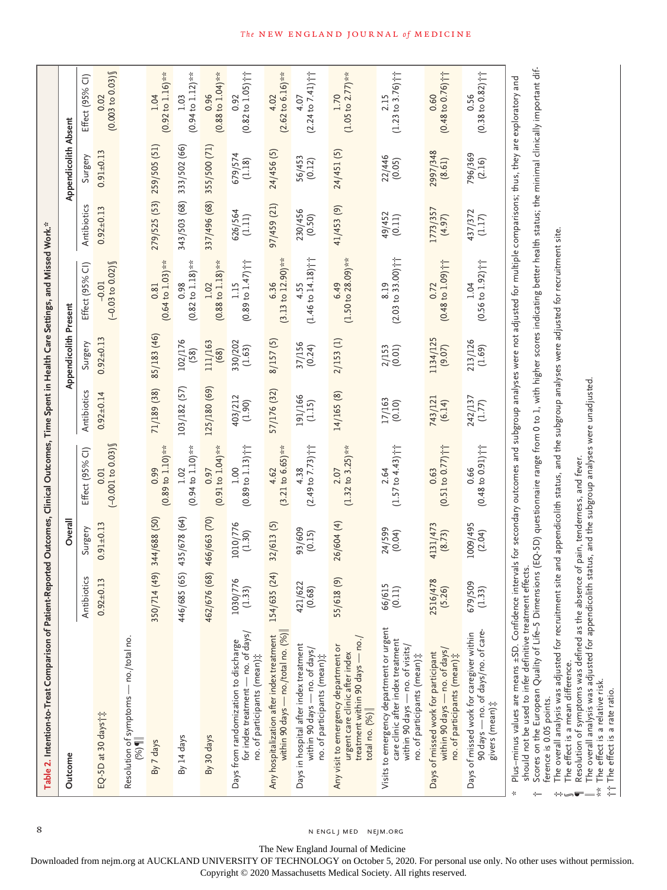**Table 2. Intention-to-Treat Comparison of Patient-Reported Outcomes, Clinical Outcomes, Time Spent in Health Care Settings, and Missed Work.***

| Outcome | Overall | | | Appendicolith Present | | | Appendicolith Absent | | |
|---|---|---|---|---|---|---|---|---|---|
| | Antibiotics | Surgery | Effect (95% CI) | Antibiotics | Surgery | Effect (95% CI) | Antibiotics | Surgery | Effect (95% CI) |
| EQ-5D at 30 days†‡ | 0.92±0.13 | 0.91±0.13 | 0.01 (−0.001 to 0.03)§ | 0.92±0.14 | 0.92±0.13 | −0.01 (−0.03 to 0.02)§ | 0.92±0.13 | 0.91±0.13 | 0.02 (0.003 to 0.03)§ |
| Resolution of symptoms — no./total no. (%)¶‖ | | | | | | | | | |
| By 7 days | 350/714 (49) | 344/688 (50) | 0.99 (0.89 to 1.10)** | 71/189 (38) | 85/183 (46) | 0.81 (0.64 to 1.03)** | 279/525 (53) | 259/505 (51) | 1.04 (0.92 to 1.16)** |
| By 14 days | 446/685 (65) | 435/678 (64) | 1.02 (0.94 to 1.10)** | 103/182 (57) | 102/176 (58) | 0.98 (0.82 to 1.18)** | 343/503 (68) | 333/502 (66) | 1.03 (0.94 to 1.12)** |
| By 30 days | 462/676 (68) | 466/663 (70) | 0.97 (0.91 to 1.04)** | 125/180 (69) | 111/163 (68) | 1.02 (0.88 to 1.18)** | 337/496 (68) | 355/500 (71) | 0.96 (0.88 to 1.04)** |
| Days from randomization to discharge for index treatment — no. of days/no. of participants (mean)‡ | 1030/776 (1.33) | 1010/776 (1.30) | 1.00 (0.89 to 1.13)†† | 403/212 (1.90) | 330/202 (1.63) | 1.15 (0.89 to 1.47)†† | 626/564 (1.11) | 679/574 (1.18) | 0.92 (0.82 to 1.05)†† |
| Any hospitalization after index treatment within 90 days — no./total no. (%)‖ | 154/635 (24) | 32/613 (5) | 4.62 (3.21 to 6.65)** | 57/176 (32) | 8/157 (5) | 6.36 (3.13 to 12.90)** | 97/459 (21) | 24/456 (5) | 4.02 (2.62 to 6.16)** |
| Days in hospital after index treatment within 90 days — no. of days/no. of participants (mean)‡ | 421/622 (0.68) | 93/609 (0.15) | 4.38 (2.49 to 7.73)†† | 191/166 (1.15) | 37/156 (0.24) | 4.55 (1.46 to 14.18)†† | 230/456 (0.50) | 56/453 (0.12) | 4.07 (2.24 to 7.41)†† |
| Any visit to emergency department or urgent care clinic after index treatment within 90 days — no./total no. (%)‖ | 55/618 (9) | 26/604 (4) | 2.07 (1.32 to 3.25)** | 14/165 (8) | 2/153 (1) | 6.49 (1.50 to 28.09)** | 41/453 (9) | 24/451 (5) | 1.70 (1.05 to 2.77)** |
| Visits to emergency department or urgent care clinic after index treatment within 90 days — no. of visits/no. of participants (mean)‡ | 66/615 (0.11) | 24/599 (0.04) | 2.64 (1.57 to 4.43)†† | 17/163 (0.10) | 2/153 (0.01) | 8.19 (2.03 to 33.00)†† | 49/452 (0.11) | 22/446 (0.05) | 2.15 (1.23 to 3.76)†† |
| Days of missed work for participant within 90 days — no. of days/no. of participants (mean)‡ | 2516/478 (5.26) | 4131/473 (8.73) | 0.63 (0.51 to 0.77)†† | 743/121 (6.14) | 1134/125 (9.07) | 0.72 (0.48 to 1.09)†† | 1773/357 (4.97) | 2997/348 (8.61) | 0.60 (0.48 to 0.76)†† |
| Days of missed work for caregiver within 90 days — no. of days/no. of caregivers (mean)‡ | 679/509 (1.33) | 1009/495 (2.04) | 0.66 (0.48 to 0.91)†† | 242/137 (1.77) | 213/126 (1.69) | 1.04 (0.56 to 1.92)†† | 437/372 (1.17) | 796/369 (2.16) | 0.56 (0.38 to 0.82)†† |

\* Plus–minus values are means ±SD. Confidence intervals for secondary outcomes and subgroup analyses were not adjusted for multiple comparisons; thus, they are exploratory and should not be used to infer definitive treatment effects.

† Scores on the European Quality of Life–5 Dimensions (EQ-5D) questionnaire range from 0 to 1, with higher scores indicating better health status; the minimal clinically important difference is 0.05 points.

‡ The overall analysis was adjusted for recruitment site and appendicolith status, and the subgroup analyses were adjusted for recruitment site.

§ The effect is a mean difference.

¶ Resolution of symptoms was defined as the absence of pain, tenderness, and fever.

‖ The overall analysis was adjusted for appendicolith status, and the subgroup analyses were unadjusted.

** The effect is a relative risk.

†† The effect is a rate ratio.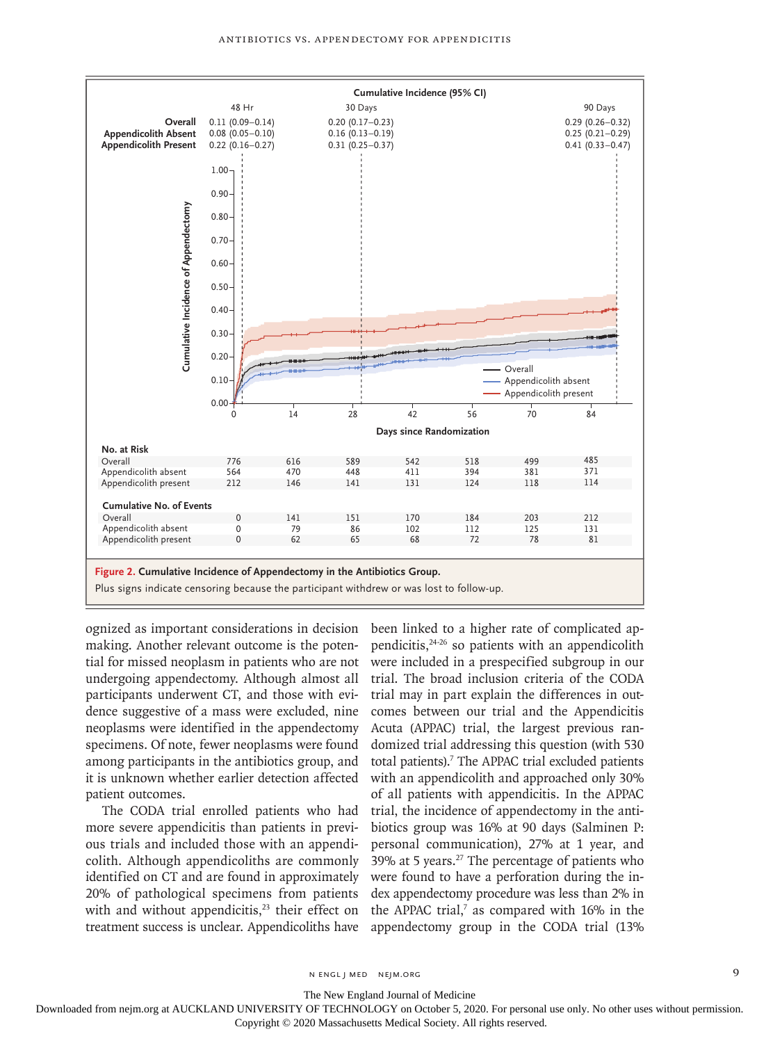**Cumulative Incidence (95% CI)**

| | 48 Hr | 30 Days | 90 Days |
|---|---|---|---|
| Overall | 0.11 (0.09–0.14) | 0.20 (0.17–0.23) | 0.29 (0.26–0.32) |
| Appendicolith Absent | 0.08 (0.05–0.10) | 0.16 (0.13–0.19) | 0.25 (0.21–0.29) |
| Appendicolith Present | 0.22 (0.16–0.27) | 0.31 (0.25–0.37) | 0.41 (0.33–0.47) |

**No. at Risk**

| Days since Randomization | 0 | 14 | 28 | 42 | 56 | 70 | 84 |
|---|---|---|---|---|---|---|---|
| Overall | 776 | 616 | 589 | 542 | 518 | 499 | 485 |
| Appendicolith absent | 564 | 470 | 448 | 411 | 394 | 381 | 371 |
| Appendicolith present | 212 | 146 | 141 | 131 | 124 | 118 | 114 |

**Cumulative No. of Events**

| Days since Randomization | 0 | 14 | 28 | 42 | 56 | 70 | 84 |
|---|---|---|---|---|---|---|---|
| Overall | 0 | 141 | 151 | 170 | 184 | 203 | 212 |
| Appendicolith absent | 0 | 79 | 86 | 102 | 112 | 125 | 131 |
| Appendicolith present | 0 | 62 | 65 | 68 | 72 | 78 | 81 |

**Figure 2. Cumulative Incidence of Appendectomy in the Antibiotics Group.**

Plus signs indicate censoring because the participant withdrew or was lost to follow-up.

ognized as important considerations in decision making. Another relevant outcome is the potential for missed neoplasm in patients who are not undergoing appendectomy. Although almost all participants underwent CT, and those with evidence suggestive of a mass were excluded, nine neoplasms were identified in the appendectomy specimens. Of note, fewer neoplasms were found among participants in the antibiotics group, and it is unknown whether earlier detection affected patient outcomes.

The CODA trial enrolled patients who had more severe appendicitis than patients in previous trials and included those with an appendicolith. Although appendicoliths are commonly identified on CT and are found in approximately 20% of pathological specimens from patients with and without appendicitis,[23] their effect on treatment success is unclear. Appendicoliths have been linked to a higher rate of complicated appendicitis,[24-26] so patients with an appendicolith were included in a prespecified subgroup in our trial. The broad inclusion criteria of the CODA trial may in part explain the differences in outcomes between our trial and the Appendicitis Acuta (APPAC) trial, the largest previous randomized trial addressing this question (with 530 total patients).[7] The APPAC trial excluded patients with an appendicolith and approached only 30% of all patients with appendicitis. In the APPAC trial, the incidence of appendectomy in the antibiotics group was 16% at 90 days (Salminen P: personal communication), 27% at 1 year, and 39% at 5 years.[27] The percentage of patients who were found to have a perforation during the index appendectomy procedure was less than 2% in the APPAC trial,[7] as compared with 16% in the appendectomy group in the CODA trial (13%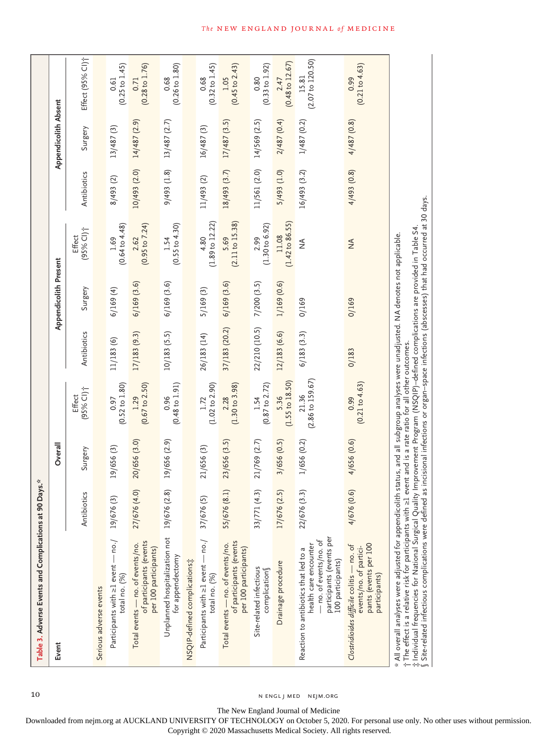**Table 3. Adverse Events and Complications at 90 Days.***

| Event | Overall | | | Appendicolith Present | | | Appendicolith Absent | | |
|---|---|---|---|---|---|---|---|---|---|
| | Antibiotics | Surgery | Effect (95% CI)† | Antibiotics | Surgery | Effect (95% CI)† | Antibiotics | Surgery | Effect (95% CI)† |
| Serious adverse events | | | | | | | | | |
| Participants with ≥1 event — no./total no. (%) | 19/676 (3) | 19/656 (3) | 0.97 (0.52 to 1.80) | 11/183 (6) | 6/169 (4) | 1.69 (0.64 to 4.48) | 8/493 (2) | 13/487 (3) | 0.61 (0.25 to 1.45) |
| Total events — no. of events/no. of participants (events per 100 participants) | 27/676 (4.0) | 20/656 (3.0) | 1.29 (0.67 to 2.50) | 17/183 (9.3) | 6/169 (3.6) | 2.62 (0.95 to 7.24) | 10/493 (2.0) | 14/487 (2.9) | 0.71 (0.28 to 1.76) |
| Unplanned hospitalization not for appendectomy | 19/676 (2.8) | 19/656 (2.9) | 0.96 (0.48 to 1.91) | 10/183 (5.5) | 6/169 (3.6) | 1.54 (0.55 to 4.30) | 9/493 (1.8) | 13/487 (2.7) | 0.68 (0.26 to 1.80) |
| NSQIP-defined complications‡ | | | | | | | | | |
| Participants with ≥1 event — no./total no. (%) | 37/676 (5) | 21/656 (3) | 1.72 (1.02 to 2.90) | 26/183 (14) | 5/169 (3) | 4.80 (1.89 to 12.22) | 11/493 (2) | 16/487 (3) | 0.68 (0.32 to 1.45) |
| Total events — no. of events/no. of participants (events per 100 participants) | 55/676 (8.1) | 23/656 (3.5) | 2.28 (1.30 to 3.98) | 37/183 (20.2) | 6/169 (3.6) | 5.69 (2.11 to 15.38) | 18/493 (3.7) | 17/487 (3.5) | 1.05 (0.45 to 2.43) |
| Site-related infectious complication§ | 33/771 (4.3) | 21/769 (2.7) | 1.54 (0.87 to 2.72) | 22/210 (10.5) | 7/200 (3.5) | 2.99 (1.30 to 6.92) | 11/561 (2.0) | 14/569 (2.5) | 0.80 (0.33 to 1.92) |
| Drainage procedure | 17/676 (2.5) | 3/656 (0.5) | 5.36 (1.55 to 18.50) | 12/183 (6.6) | 1/169 (0.6) | 11.08 (1.42 to 86.55) | 5/493 (1.0) | 2/487 (0.4) | 2.47 (0.48 to 12.67) |
| Reaction to antibiotics that led to a health care encounter — no. of events/no. of participants (events per 100 participants) | 22/676 (3.3) | 1/656 (0.2) | 21.36 (2.86 to 159.67) | 6/183 (3.3) | 0/169 | NA | 16/493 (3.2) | 1/487 (0.2) | 15.81 (2.07 to 120.50) |
| *Clostridioides difficile* colitis — no. of events/no. of participants (events per 100 participants) | 4/676 (0.6) | 4/656 (0.6) | 0.99 (0.21 to 4.63) | 0/183 | 0/169 | NA | 4/493 (0.8) | 4/487 (0.8) | 0.99 (0.21 to 4.63) |

\* All overall analyses were adjusted for appendicolith status, and all subgroup analyses were unadjusted. NA denotes not applicable.

† The effect is a relative risk for participants with ≥1 event and is a rate ratio for all other outcomes.

‡ Individual frequencies for National Surgical Quality Improvement Program (NSQIP)–defined complications are provided in Table S4.

§ Site-related infectious complications were defined as incisional infections or organ–space infections (abscesses) that had occurred at 30 days.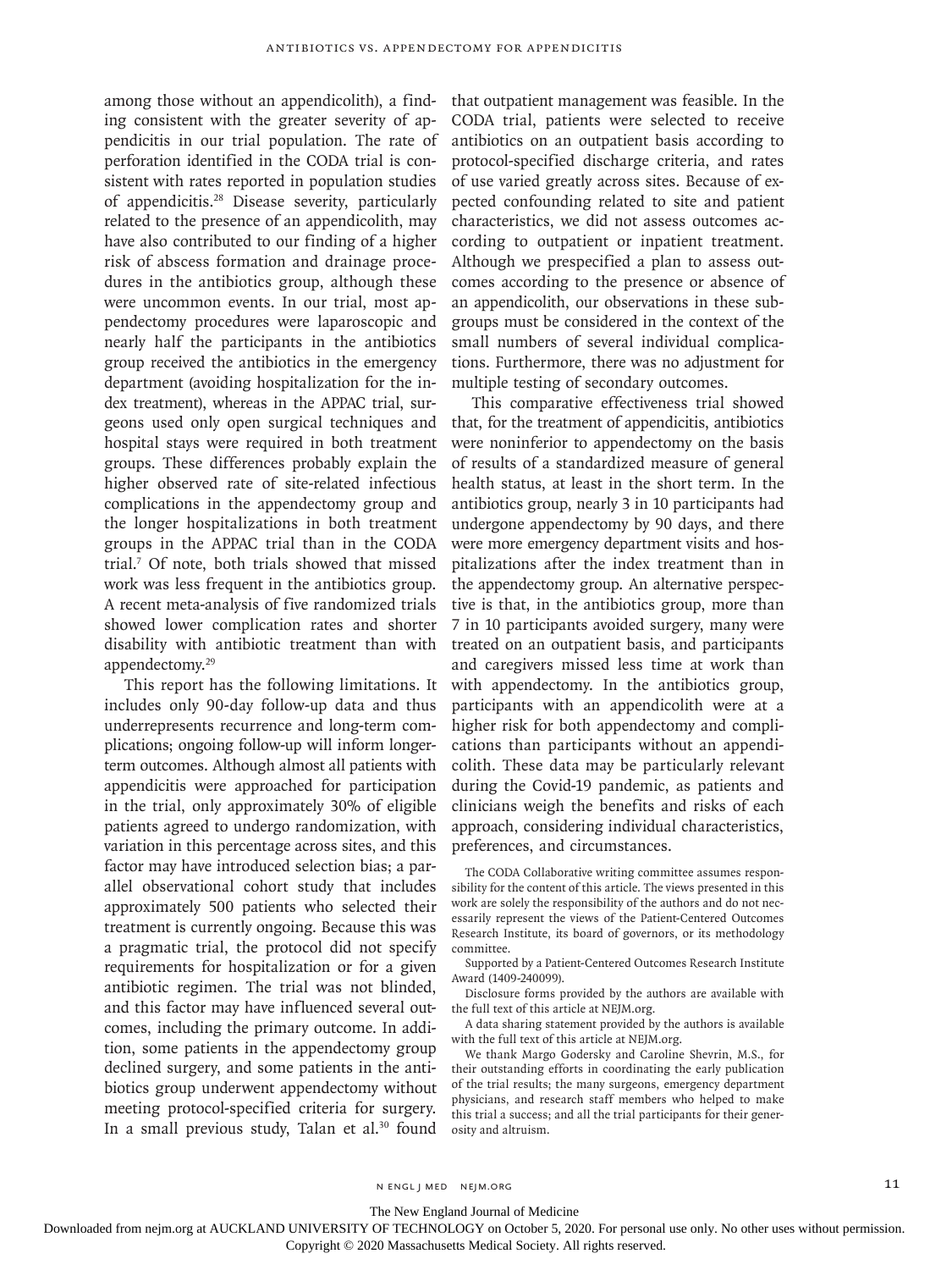among those without an appendicolith), a finding consistent with the greater severity of appendicitis in our trial population. The rate of perforation identified in the CODA trial is consistent with rates reported in population studies of appendicitis.[28] Disease severity, particularly related to the presence of an appendicolith, may have also contributed to our finding of a higher risk of abscess formation and drainage procedures in the antibiotics group, although these were uncommon events. In our trial, most appendectomy procedures were laparoscopic and nearly half the participants in the antibiotics group received the antibiotics in the emergency department (avoiding hospitalization for the index treatment), whereas in the APPAC trial, surgeons used only open surgical techniques and hospital stays were required in both treatment groups. These differences probably explain the higher observed rate of site-related infectious complications in the appendectomy group and the longer hospitalizations in both treatment groups in the APPAC trial than in the CODA trial.[7] Of note, both trials showed that missed work was less frequent in the antibiotics group. A recent meta-analysis of five randomized trials showed lower complication rates and shorter disability with antibiotic treatment than with appendectomy.[29]

This report has the following limitations. It includes only 90-day follow-up data and thus underrepresents recurrence and long-term complications; ongoing follow-up will inform longer-term outcomes. Although almost all patients with appendicitis were approached for participation in the trial, only approximately 30% of eligible patients agreed to undergo randomization, with variation in this percentage across sites, and this factor may have introduced selection bias; a parallel observational cohort study that includes approximately 500 patients who selected their treatment is currently ongoing. Because this was a pragmatic trial, the protocol did not specify requirements for hospitalization or for a given antibiotic regimen. The trial was not blinded, and this factor may have influenced several outcomes, including the primary outcome. In addition, some patients in the appendectomy group declined surgery, and some patients in the antibiotics group underwent appendectomy without meeting protocol-specified criteria for surgery. In a small previous study, Talan et al.[30] found that outpatient management was feasible. In the CODA trial, patients were selected to receive antibiotics on an outpatient basis according to protocol-specified discharge criteria, and rates of use varied greatly across sites. Because of expected confounding related to site and patient characteristics, we did not assess outcomes according to outpatient or inpatient treatment. Although we prespecified a plan to assess outcomes according to the presence or absence of an appendicolith, our observations in these subgroups must be considered in the context of the small numbers of several individual complications. Furthermore, there was no adjustment for multiple testing of secondary outcomes.

This comparative effectiveness trial showed that, for the treatment of appendicitis, antibiotics were noninferior to appendectomy on the basis of results of a standardized measure of general health status, at least in the short term. In the antibiotics group, nearly 3 in 10 participants had undergone appendectomy by 90 days, and there were more emergency department visits and hospitalizations after the index treatment than in the appendectomy group. An alternative perspective is that, in the antibiotics group, more than 7 in 10 participants avoided surgery, many were treated on an outpatient basis, and participants and caregivers missed less time at work than with appendectomy. In the antibiotics group, participants with an appendicolith were at a higher risk for both appendectomy and complications than participants without an appendicolith. These data may be particularly relevant during the Covid-19 pandemic, as patients and clinicians weigh the benefits and risks of each approach, considering individual characteristics, preferences, and circumstances.

The CODA Collaborative writing committee assumes responsibility for the content of this article. The views presented in this work are solely the responsibility of the authors and do not necessarily represent the views of the Patient-Centered Outcomes Research Institute, its board of governors, or its methodology committee.

Supported by a Patient-Centered Outcomes Research Institute Award (1409-240099).

Disclosure forms provided by the authors are available with the full text of this article at NEJM.org.

A data sharing statement provided by the authors is available with the full text of this article at NEJM.org.

We thank Margo Godersky and Caroline Shevrin, M.S., for their outstanding efforts in coordinating the early publication of the trial results; the many surgeons, emergency department physicians, and research staff members who helped to make this trial a success; and all the trial participants for their generosity and altruism.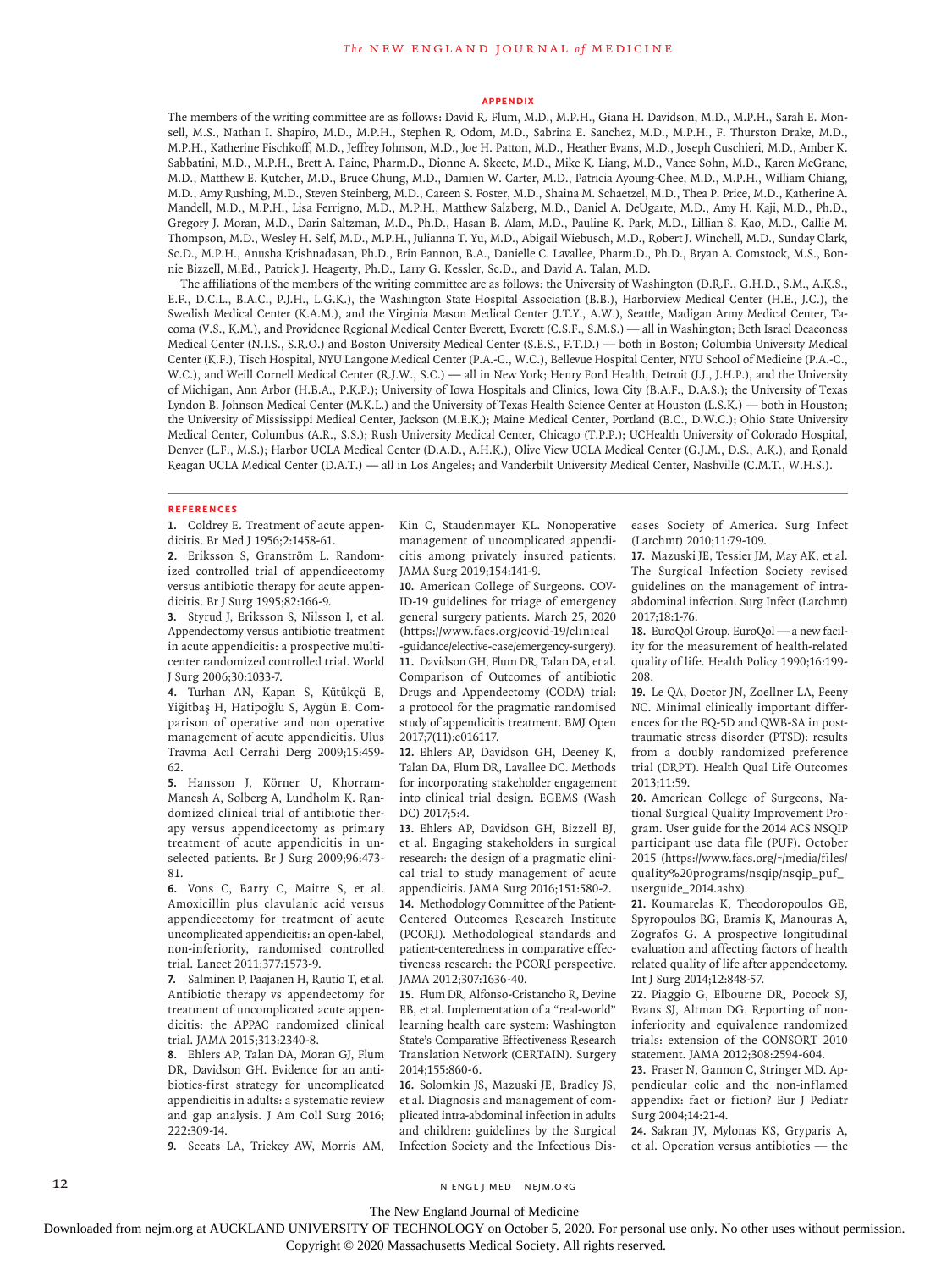## APPENDIX

The members of the writing committee are as follows: David R. Flum, M.D., M.P.H., Giana H. Davidson, M.D., M.P.H., Sarah E. Monsell, M.S., Nathan I. Shapiro, M.D., M.P.H., Stephen R. Odom, M.D., Sabrina E. Sanchez, M.D., M.P.H., F. Thurston Drake, M.D., M.P.H., Katherine Fischkoff, M.D., Jeffrey Johnson, M.D., Joe H. Patton, M.D., Heather Evans, M.D., Joseph Cuschieri, M.D., Amber K. Sabbatini, M.D., M.P.H., Brett A. Faine, Pharm.D., Dionne A. Skeete, M.D., Mike K. Liang, M.D., Vance Sohn, M.D., Karen McGrane, M.D., Matthew E. Kutcher, M.D., Bruce Chung, M.D., Damien W. Carter, M.D., Patricia Ayoung-Chee, M.D., M.P.H., William Chiang, M.D., Amy Rushing, M.D., Steven Steinberg, M.D., Careen S. Foster, M.D., Shaina M. Schaetzel, M.D., Thea P. Price, M.D., Katherine A. Mandell, M.D., M.P.H., Lisa Ferrigno, M.D., M.P.H., Matthew Salzberg, M.D., Daniel A. DeUgarte, M.D., Amy H. Kaji, M.D., Ph.D., Gregory J. Moran, M.D., Darin Saltzman, M.D., Ph.D., Hasan B. Alam, M.D., Pauline K. Park, M.D., Lillian S. Kao, M.D., Callie M. Thompson, M.D., Wesley H. Self, M.D., M.P.H., Julianna T. Yu, M.D., Abigail Wiebusch, M.D., Robert J. Winchell, M.D., Sunday Clark, Sc.D., M.P.H., Anusha Krishnadasan, Ph.D., Erin Fannon, B.A., Danielle C. Lavallee, Pharm.D., Ph.D., Bryan A. Comstock, M.S., Bonnie Bizzell, M.Ed., Patrick J. Heagerty, Ph.D., Larry G. Kessler, Sc.D., and David A. Talan, M.D.

The affiliations of the members of the writing committee are as follows: the University of Washington (D.R.F., G.H.D., S.M., A.K.S., E.F., D.C.L., B.A.C., P.J.H., L.G.K.), the Washington State Hospital Association (B.B.), Harborview Medical Center (H.E., J.C.), the Swedish Medical Center (K.A.M.), and the Virginia Mason Medical Center (J.T.Y., A.W.), Seattle, Madigan Army Medical Center, Tacoma (V.S., K.M.), and Providence Regional Medical Center Everett, Everett (C.S.F., S.M.S.) — all in Washington; Beth Israel Deaconess Medical Center (N.I.S., S.R.O.) and Boston University Medical Center (S.E.S., F.T.D.) — both in Boston; Columbia University Medical Center (K.F.), Tisch Hospital, NYU Langone Medical Center (P.A.-C., W.C.), Bellevue Hospital Center, NYU School of Medicine (P.A.-C., W.C.), and Weill Cornell Medical Center (R.J.W., S.C.) — all in New York; Henry Ford Health, Detroit (J.J., J.H.P.), and the University of Michigan, Ann Arbor (H.B.A., P.K.P.); University of Iowa Hospitals and Clinics, Iowa City (B.A.F., D.A.S.); the University of Texas Lyndon B. Johnson Medical Center (M.K.L.) and the University of Texas Health Science Center at Houston (L.S.K.) — both in Houston; the University of Mississippi Medical Center, Jackson (M.E.K.); Maine Medical Center, Portland (B.C., D.W.C.); Ohio State University Medical Center, Columbus (A.R., S.S.); Rush University Medical Center, Chicago (T.P.P.); UCHealth University of Colorado Hospital, Denver (L.F., M.S.); Harbor UCLA Medical Center (D.A.D., A.H.K.), Olive View UCLA Medical Center (G.J.M., D.S., A.K.), and Ronald Reagan UCLA Medical Center (D.A.T.) — all in Los Angeles; and Vanderbilt University Medical Center, Nashville (C.M.T., W.H.S.).

## REFERENCES

1. Coldrey E. Treatment of acute appendicitis. Br Med J 1956;2:1458-61.
2. Eriksson S, Granström L. Randomized controlled trial of appendicectomy versus antibiotic therapy for acute appendicitis. Br J Surg 1995;82:166-9.
3. Styrud J, Eriksson S, Nilsson I, et al. Appendectomy versus antibiotic treatment in acute appendicitis: a prospective multicenter randomized controlled trial. World J Surg 2006;30:1033-7.
4. Turhan AN, Kapan S, Kütükçü E, Yiğitbaş H, Hatipoğlu S, Aygün E. Comparison of operative and non operative management of acute appendicitis. Ulus Travma Acil Cerrahi Derg 2009;15:459-62.
5. Hansson J, Körner U, Khorram-Manesh A, Solberg A, Lundholm K. Randomized clinical trial of antibiotic therapy versus appendicectomy as primary treatment of acute appendicitis in unselected patients. Br J Surg 2009;96:473-81.
6. Vons C, Barry C, Maitre S, et al. Amoxicillin plus clavulanic acid versus appendicectomy for treatment of acute uncomplicated appendicitis: an open-label, non-inferiority, randomised controlled trial. Lancet 2011;377:1573-9.
7. Salminen P, Paajanen H, Rautio T, et al. Antibiotic therapy vs appendectomy for treatment of uncomplicated acute appendicitis: the APPAC randomized clinical trial. JAMA 2015;313:2340-8.
8. Ehlers AP, Talan DA, Moran GJ, Flum DR, Davidson GH. Evidence for an antibiotics-first strategy for uncomplicated appendicitis in adults: a systematic review and gap analysis. J Am Coll Surg 2016;222:309-14.
9. Sceats LA, Trickey AW, Morris AM, Kin C, Staudenmayer KL. Nonoperative management of uncomplicated appendicitis among privately insured patients. JAMA Surg 2019;154:141-9.
10. American College of Surgeons. COVID-19 guidelines for triage of emergency general surgery patients. March 25, 2020 (https://www.facs.org/covid-19/clinical-guidance/elective-case/emergency-surgery).
11. Davidson GH, Flum DR, Talan DA, et al. Comparison of Outcomes of antibiotic Drugs and Appendectomy (CODA) trial: a protocol for the pragmatic randomised study of appendicitis treatment. BMJ Open 2017;7(11):e016117.
12. Ehlers AP, Davidson GH, Deeney K, Talan DA, Flum DR, Lavallee DC. Methods for incorporating stakeholder engagement into clinical trial design. EGEMS (Wash DC) 2017;5:4.
13. Ehlers AP, Davidson GH, Bizzell BJ, et al. Engaging stakeholders in surgical research: the design of a pragmatic clinical trial to study management of acute appendicitis. JAMA Surg 2016;151:580-2.
14. Methodology Committee of the Patient-Centered Outcomes Research Institute (PCORI). Methodological standards and patient-centeredness in comparative effectiveness research: the PCORI perspective. JAMA 2012;307:1636-40.
15. Flum DR, Alfonso-Cristancho R, Devine EB, et al. Implementation of a "real-world" learning health care system: Washington State's Comparative Effectiveness Research Translation Network (CERTAIN). Surgery 2014;155:860-6.
16. Solomkin JS, Mazuski JE, Bradley JS, et al. Diagnosis and management of complicated intra-abdominal infection in adults and children: guidelines by the Surgical Infection Society and the Infectious Diseases Society of America. Surg Infect (Larchmt) 2010;11:79-109.
17. Mazuski JE, Tessier JM, May AK, et al. The Surgical Infection Society revised guidelines on the management of intra-abdominal infection. Surg Infect (Larchmt) 2017;18:1-76.
18. EuroQol Group. EuroQol — a new facility for the measurement of health-related quality of life. Health Policy 1990;16:199-208.
19. Le QA, Doctor JN, Zoellner LA, Feeny NC. Minimal clinically important differences for the EQ-5D and QWB-SA in post-traumatic stress disorder (PTSD): results from a doubly randomized preference trial (DRPT). Health Qual Life Outcomes 2013;11:59.
20. American College of Surgeons, National Surgical Quality Improvement Program. User guide for the 2014 ACS NSQIP participant use data file (PUF). October 2015 (https://www.facs.org/~/media/files/quality%20programs/nsqip/nsqip_puf_userguide_2014.ashx).
21. Koumarelas K, Theodoropoulos GE, Spyropoulos BG, Bramis K, Manouras A, Zografos G. A prospective longitudinal evaluation and affecting factors of health related quality of life after appendectomy. Int J Surg 2014;12:848-57.
22. Piaggio G, Elbourne DR, Pocock SJ, Evans SJ, Altman DG. Reporting of noninferiority and equivalence randomized trials: extension of the CONSORT 2010 statement. JAMA 2012;308:2594-604.
23. Fraser N, Gannon C, Stringer MD. Appendicular colic and the non-inflamed appendix: fact or fiction? Eur J Pediatr Surg 2004;14:21-4.
24. Sakran JV, Mylonas KS, Gryparis A, et al. Operation versus antibiotics — the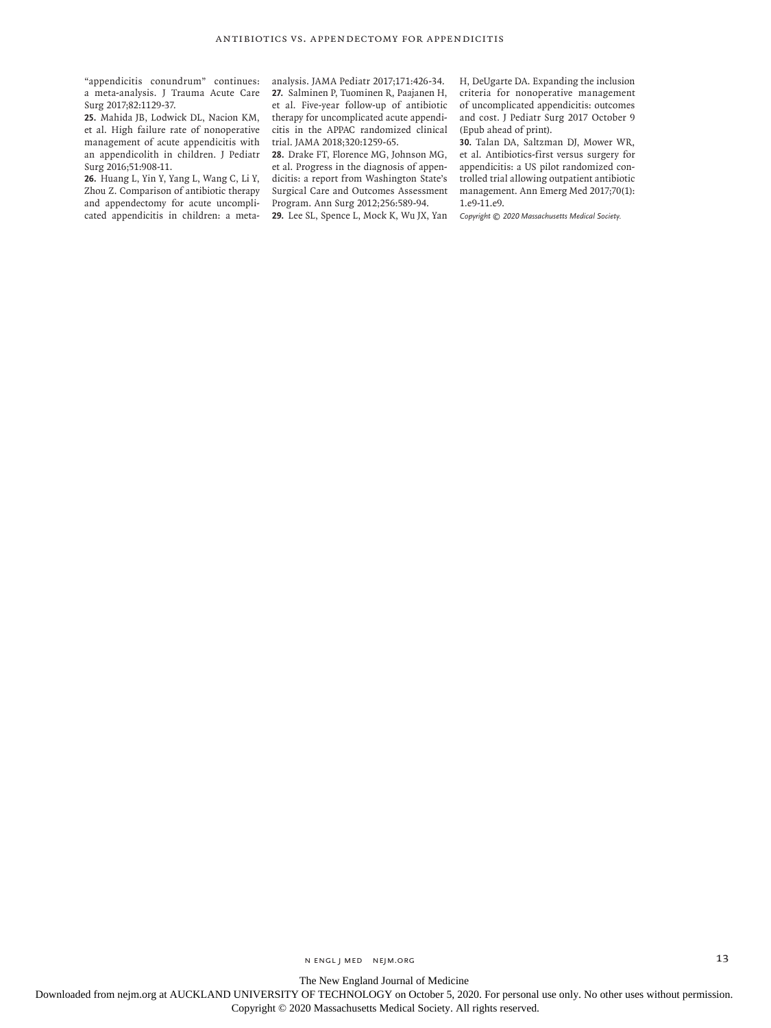"appendicitis conundrum" continues: a meta-analysis. J Trauma Acute Care Surg 2017;82:1129-37.

**25.** Mahida JB, Lodwick DL, Nacion KM, et al. High failure rate of nonoperative management of acute appendicitis with an appendicolith in children. J Pediatr Surg 2016;51:908-11.

**26.** Huang L, Yin Y, Yang L, Wang C, Li Y, Zhou Z. Comparison of antibiotic therapy and appendectomy for acute uncomplicated appendicitis in children: a meta-analysis. JAMA Pediatr 2017;171:426-34.

**27.** Salminen P, Tuominen R, Paajanen H, et al. Five-year follow-up of antibiotic therapy for uncomplicated acute appendicitis in the APPAC randomized clinical trial. JAMA 2018;320:1259-65.

**28.** Drake FT, Florence MG, Johnson MG, et al. Progress in the diagnosis of appendicitis: a report from Washington State's Surgical Care and Outcomes Assessment Program. Ann Surg 2012;256:589-94.

**29.** Lee SL, Spence L, Mock K, Wu JX, Yan H, DeUgarte DA. Expanding the inclusion criteria for nonoperative management of uncomplicated appendicitis: outcomes and cost. J Pediatr Surg 2017 October 9 (Epub ahead of print).

**30.** Talan DA, Saltzman DJ, Mower WR, et al. Antibiotics-first versus surgery for appendicitis: a US pilot randomized controlled trial allowing outpatient antibiotic management. Ann Emerg Med 2017;70(1): 1.e9-11.e9.

*Copyright © 2020 Massachusetts Medical Society.*